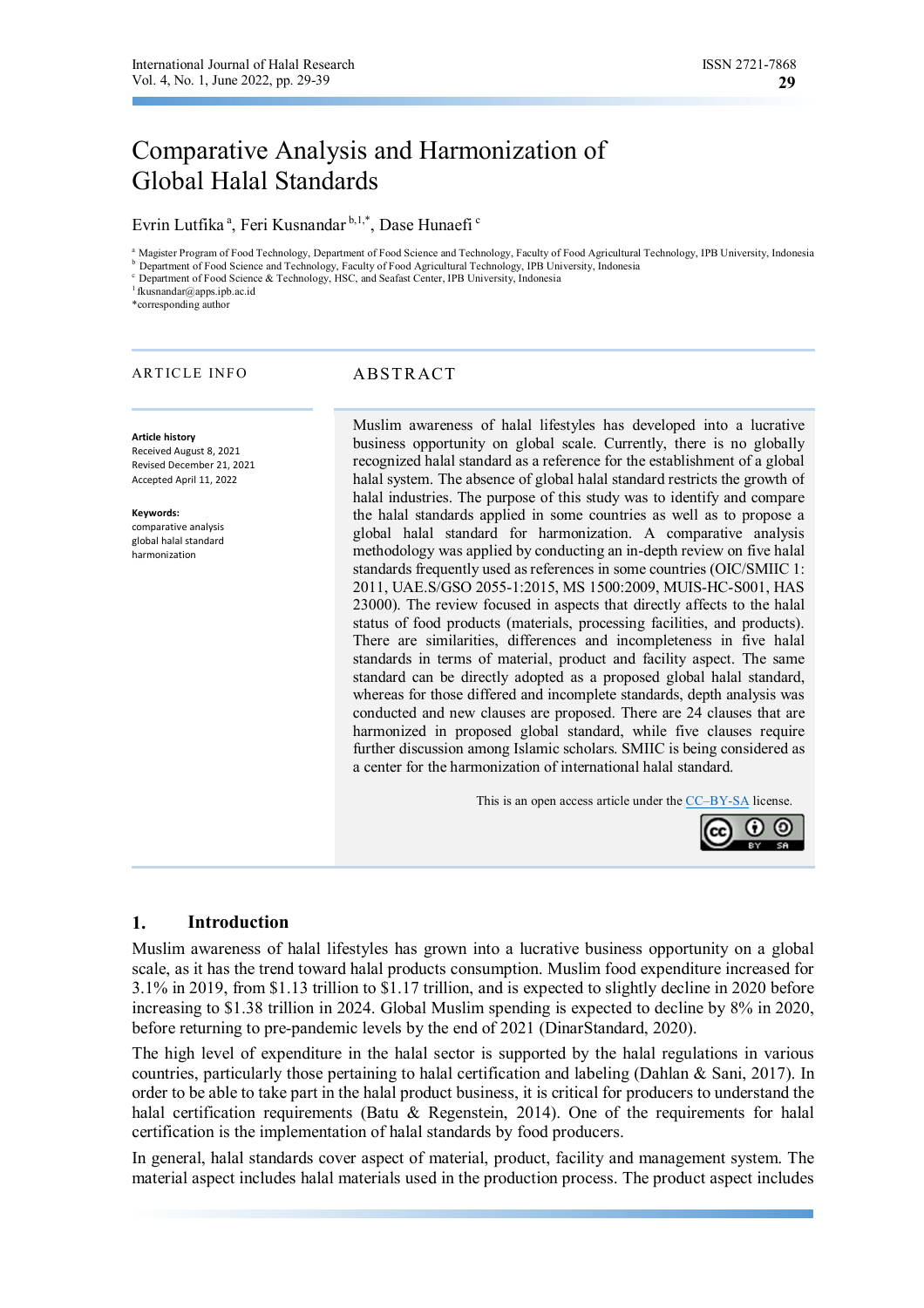# Comparative Analysis and Harmonization of Global Halal Standards

Evrin Lutfika [a], Feri Kusnandar [b,1,*], Dase Hunaefi [c]

[a] Magister Program of Food Technology, Department of Food Science and Technology, Faculty of Food Agricultural Technology, IPB University, Indonesia
[b] Department of Food Science and Technology, Faculty of Food Agricultural Technology, IPB University, Indonesia
[c] Department of Food Science & Technology, HSC, and Seafast Center, IPB University, Indonesia
[1] fkusnandar@apps.ipb.ac.id
*corresponding author

## ARTICLE INFO

**Article history**
Received August 8, 2021
Revised December 21, 2021
Accepted April 11, 2022

**Keywords:**
comparative analysis
global halal standard
harmonization

## ABSTRACT

Muslim awareness of halal lifestyles has developed into a lucrative business opportunity on global scale. Currently, there is no globally recognized halal standard as a reference for the establishment of a global halal system. The absence of global halal standard restricts the growth of halal industries. The purpose of this study was to identify and compare the halal standards applied in some countries as well as to propose a global halal standard for harmonization. A comparative analysis methodology was applied by conducting an in-depth review on five halal standards frequently used as references in some countries (OIC/SMIIC 1: 2011, UAE.S/GSO 2055-1:2015, MS 1500:2009, MUIS-HC-S001, HAS 23000). The review focused in aspects that directly affects to the halal status of food products (materials, processing facilities, and products). There are similarities, differences and incompleteness in five halal standards in terms of material, product and facility aspect. The same standard can be directly adopted as a proposed global halal standard, whereas for those differed and incomplete standards, depth analysis was conducted and new clauses are proposed. There are 24 clauses that are harmonized in proposed global standard, while five clauses require further discussion among Islamic scholars. SMIIC is being considered as a center for the harmonization of international halal standard.

This is an open access article under the CC–BY-SA license.

## 1. Introduction

Muslim awareness of halal lifestyles has grown into a lucrative business opportunity on a global scale, as it has the trend toward halal products consumption. Muslim food expenditure increased for 3.1% in 2019, from $1.13 trillion to $1.17 trillion, and is expected to slightly decline in 2020 before increasing to $1.38 trillion in 2024. Global Muslim spending is expected to decline by 8% in 2020, before returning to pre-pandemic levels by the end of 2021 (DinarStandard, 2020).

The high level of expenditure in the halal sector is supported by the halal regulations in various countries, particularly those pertaining to halal certification and labeling (Dahlan & Sani, 2017). In order to be able to take part in the halal product business, it is critical for producers to understand the halal certification requirements (Batu & Regenstein, 2014). One of the requirements for halal certification is the implementation of halal standards by food producers.

In general, halal standards cover aspect of material, product, facility and management system. The material aspect includes halal materials used in the production process. The product aspect includes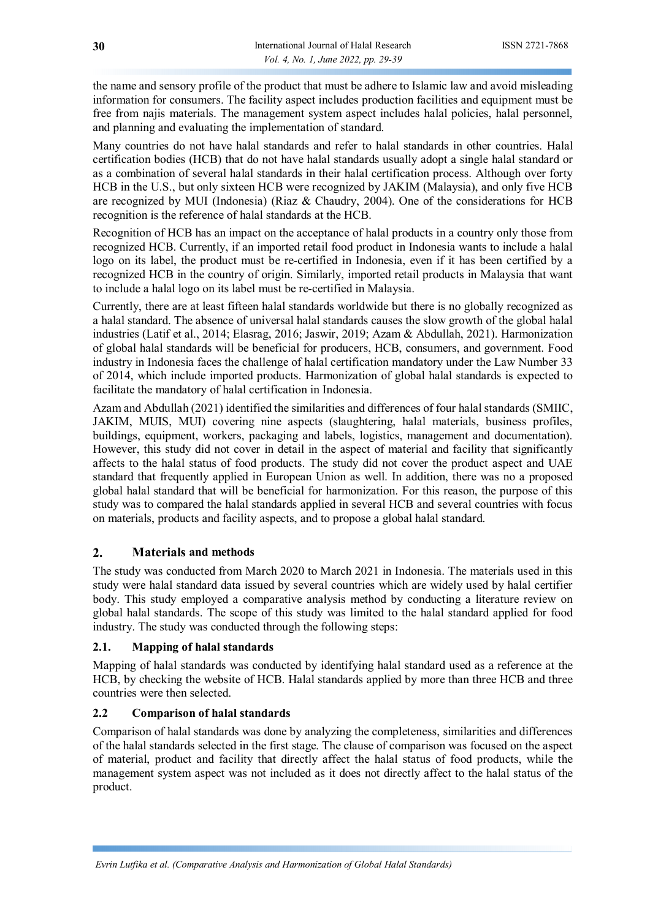the name and sensory profile of the product that must be adhere to Islamic law and avoid misleading information for consumers. The facility aspect includes production facilities and equipment must be free from najis materials. The management system aspect includes halal policies, halal personnel, and planning and evaluating the implementation of standard.

Many countries do not have halal standards and refer to halal standards in other countries. Halal certification bodies (HCB) that do not have halal standards usually adopt a single halal standard or as a combination of several halal standards in their halal certification process. Although over forty HCB in the U.S., but only sixteen HCB were recognized by JAKIM (Malaysia), and only five HCB are recognized by MUI (Indonesia) (Riaz & Chaudry, 2004). One of the considerations for HCB recognition is the reference of halal standards at the HCB.

Recognition of HCB has an impact on the acceptance of halal products in a country only those from recognized HCB. Currently, if an imported retail food product in Indonesia wants to include a halal logo on its label, the product must be re-certified in Indonesia, even if it has been certified by a recognized HCB in the country of origin. Similarly, imported retail products in Malaysia that want to include a halal logo on its label must be re-certified in Malaysia.

Currently, there are at least fifteen halal standards worldwide but there is no globally recognized as a halal standard. The absence of universal halal standards causes the slow growth of the global halal industries (Latif et al., 2014; Elasrag, 2016; Jaswir, 2019; Azam & Abdullah, 2021). Harmonization of global halal standards will be beneficial for producers, HCB, consumers, and government. Food industry in Indonesia faces the challenge of halal certification mandatory under the Law Number 33 of 2014, which include imported products. Harmonization of global halal standards is expected to facilitate the mandatory of halal certification in Indonesia.

Azam and Abdullah (2021) identified the similarities and differences of four halal standards (SMIIC, JAKIM, MUIS, MUI) covering nine aspects (slaughtering, halal materials, business profiles, buildings, equipment, workers, packaging and labels, logistics, management and documentation). However, this study did not cover in detail in the aspect of material and facility that significantly affects to the halal status of food products. The study did not cover the product aspect and UAE standard that frequently applied in European Union as well. In addition, there was no a proposed global halal standard that will be beneficial for harmonization. For this reason, the purpose of this study was to compared the halal standards applied in several HCB and several countries with focus on materials, products and facility aspects, and to propose a global halal standard.

## 2. Materials and methods

The study was conducted from March 2020 to March 2021 in Indonesia. The materials used in this study were halal standard data issued by several countries which are widely used by halal certifier body. This study employed a comparative analysis method by conducting a literature review on global halal standards. The scope of this study was limited to the halal standard applied for food industry. The study was conducted through the following steps:

### 2.1. Mapping of halal standards

Mapping of halal standards was conducted by identifying halal standard used as a reference at the HCB, by checking the website of HCB. Halal standards applied by more than three HCB and three countries were then selected.

### 2.2 Comparison of halal standards

Comparison of halal standards was done by analyzing the completeness, similarities and differences of the halal standards selected in the first stage. The clause of comparison was focused on the aspect of material, product and facility that directly affect the halal status of food products, while the management system aspect was not included as it does not directly affect to the halal status of the product.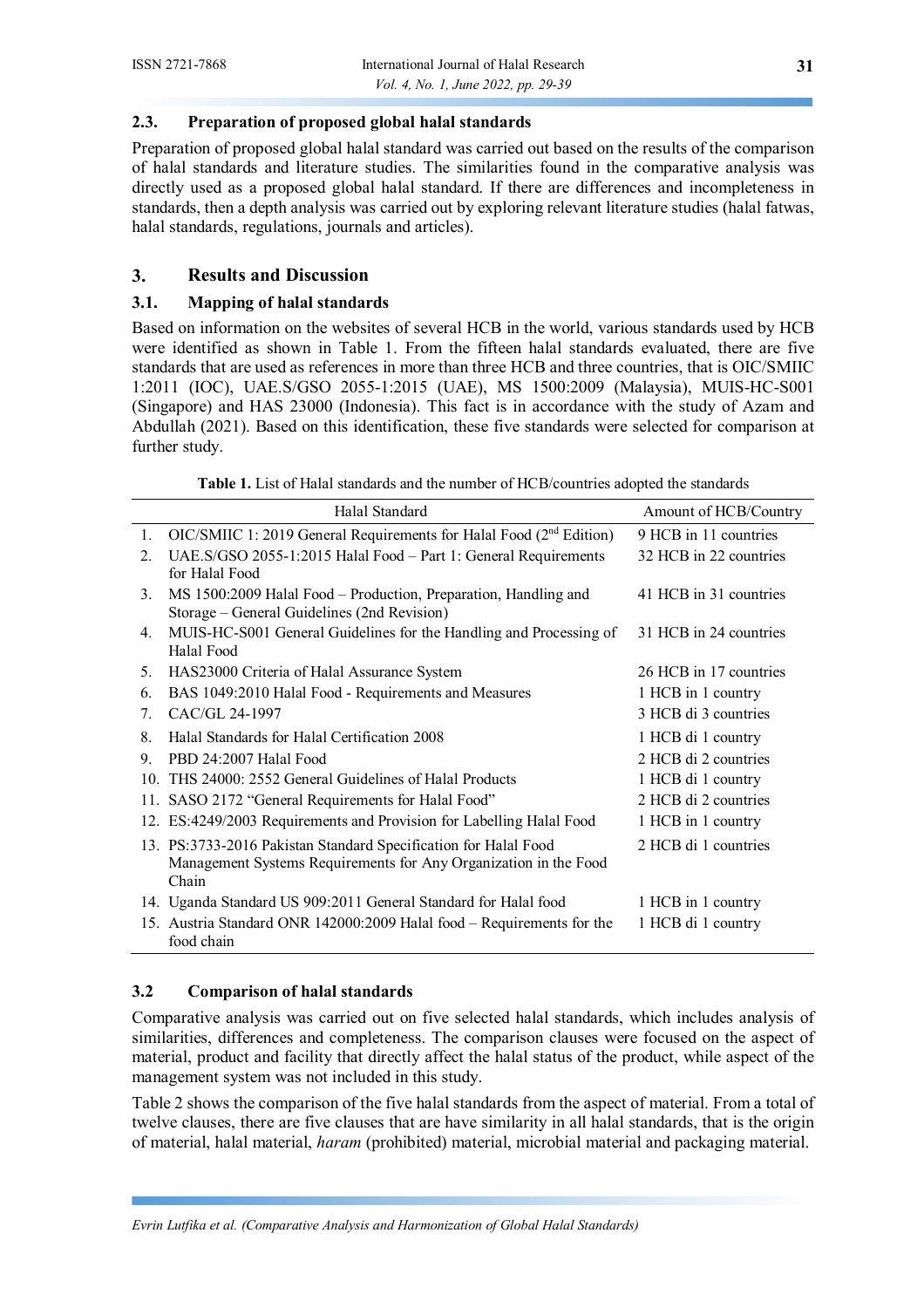### 2.3. Preparation of proposed global halal standards

Preparation of proposed global halal standard was carried out based on the results of the comparison of halal standards and literature studies. The similarities found in the comparative analysis was directly used as a proposed global halal standard. If there are differences and incompleteness in standards, then a depth analysis was carried out by exploring relevant literature studies (halal fatwas, halal standards, regulations, journals and articles).

## 3. Results and Discussion

### 3.1. Mapping of halal standards

Based on information on the websites of several HCB in the world, various standards used by HCB were identified as shown in Table 1. From the fifteen halal standards evaluated, there are five standards that are used as references in more than three HCB and three countries, that is OIC/SMIIC 1:2011 (IOC), UAE.S/GSO 2055-1:2015 (UAE), MS 1500:2009 (Malaysia), MUIS-HC-S001 (Singapore) and HAS 23000 (Indonesia). This fact is in accordance with the study of Azam and Abdullah (2021). Based on this identification, these five standards were selected for comparison at further study.

**Table 1.** List of Halal standards and the number of HCB/countries adopted the standards

| | Halal Standard | Amount of HCB/Country |
|---|---|---|
| 1. | OIC/SMIIC 1: 2019 General Requirements for Halal Food (2nd Edition) | 9 HCB in 11 countries |
| 2. | UAE.S/GSO 2055-1:2015 Halal Food – Part 1: General Requirements for Halal Food | 32 HCB in 22 countries |
| 3. | MS 1500:2009 Halal Food – Production, Preparation, Handling and Storage – General Guidelines (2nd Revision) | 41 HCB in 31 countries |
| 4. | MUIS-HC-S001 General Guidelines for the Handling and Processing of Halal Food | 31 HCB in 24 countries |
| 5. | HAS23000 Criteria of Halal Assurance System | 26 HCB in 17 countries |
| 6. | BAS 1049:2010 Halal Food - Requirements and Measures | 1 HCB in 1 country |
| 7. | CAC/GL 24-1997 | 3 HCB di 3 countries |
| 8. | Halal Standards for Halal Certification 2008 | 1 HCB di 1 country |
| 9. | PBD 24:2007 Halal Food | 2 HCB di 2 countries |
| 10. | THS 24000: 2552 General Guidelines of Halal Products | 1 HCB di 1 country |
| 11. | SASO 2172 "General Requirements for Halal Food" | 2 HCB di 2 countries |
| 12. | ES:4249/2003 Requirements and Provision for Labelling Halal Food | 1 HCB in 1 country |
| 13. | PS:3733-2016 Pakistan Standard Specification for Halal Food Management Systems Requirements for Any Organization in the Food Chain | 2 HCB di 1 countries |
| 14. | Uganda Standard US 909:2011 General Standard for Halal food | 1 HCB in 1 country |
| 15. | Austria Standard ONR 142000:2009 Halal food – Requirements for the food chain | 1 HCB di 1 country |

### 3.2 Comparison of halal standards

Comparative analysis was carried out on five selected halal standards, which includes analysis of similarities, differences and completeness. The comparison clauses were focused on the aspect of material, product and facility that directly affect the halal status of the product, while aspect of the management system was not included in this study.

Table 2 shows the comparison of the five halal standards from the aspect of material. From a total of twelve clauses, there are five clauses that are have similarity in all halal standards, that is the origin of material, halal material, *haram* (prohibited) material, microbial material and packaging material.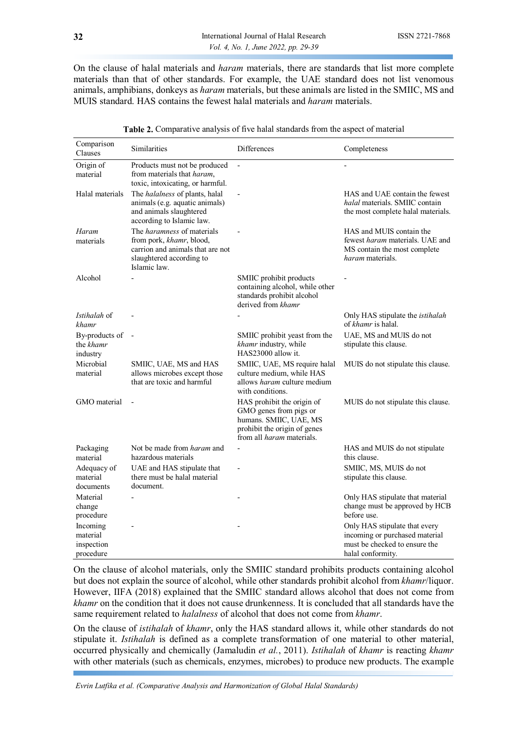On the clause of halal materials and *haram* materials, there are standards that list more complete materials than that of other standards. For example, the UAE standard does not list venomous animals, amphibians, donkeys as *haram* materials, but these animals are listed in the SMIIC, MS and MUIS standard. HAS contains the fewest halal materials and *haram* materials.

**Table 2.** Comparative analysis of five halal standards from the aspect of material

| Comparison Clauses | Similarities | Differences | Completeness |
|---|---|---|---|
| Origin of material | Products must not be produced from materials that *haram*, toxic, intoxicating, or harmful. | - | - |
| Halal materials | The *halalness* of plants, halal animals (e.g. aquatic animals) and animals slaughtered according to Islamic law. | - | HAS and UAE contain the fewest *halal* materials. SMIIC contain the most complete halal materials. |
| *Haram* materials | The *haramness* of materials from pork, *khamr*, blood, carrion and animals that are not slaughtered according to Islamic law. | - | HAS and MUIS contain the fewest *haram* materials. UAE and MS contain the most complete *haram* materials. |
| Alcohol | - | SMIIC prohibit products containing alcohol, while other standards prohibit alcohol derived from *khamr* | - |
| *Istihalah* of *khamr* | - | - | Only HAS stipulate the *istihalah* of *khamr* is halal. |
| By-products of the *khamr* industry | - | SMIIC prohibit yeast from the *khamr* industry, while HAS23000 allow it. | UAE, MS and MUIS do not stipulate this clause. |
| Microbial material | SMIIC, UAE, MS and HAS allows microbes except those that are toxic and harmful | SMIIC, UAE, MS require halal culture medium, while HAS allows *haram* culture medium with conditions. | MUIS do not stipulate this clause. |
| GMO material | - | HAS prohibit the origin of GMO genes from pigs or humans. SMIIC, UAE, MS prohibit the origin of genes from all *haram* materials. | MUIS do not stipulate this clause. |
| Packaging material | Not be made from *haram* and hazardous materials | - | HAS and MUIS do not stipulate this clause. |
| Adequacy of material documents | UAE and HAS stipulate that there must be halal material document. | - | SMIIC, MS, MUIS do not stipulate this clause. |
| Material change procedure | - | - | Only HAS stipulate that material change must be approved by HCB before use. |
| Incoming material inspection procedure | - | - | Only HAS stipulate that every incoming or purchased material must be checked to ensure the halal conformity. |

On the clause of alcohol materials, only the SMIIC standard prohibits products containing alcohol but does not explain the source of alcohol, while other standards prohibit alcohol from *khamr*/liquor. However, IIFA (2018) explained that the SMIIC standard allows alcohol that does not come from *khamr* on the condition that it does not cause drunkenness. It is concluded that all standards have the same requirement related to *halalness* of alcohol that does not come from *khamr*.

On the clause of *istihalah* of *khamr*, only the HAS standard allows it, while other standards do not stipulate it. *Istihalah* is defined as a complete transformation of one material to other material, occurred physically and chemically (Jamaludin *et al.*, 2011). *Istihalah* of *khamr* is reacting *khamr* with other materials (such as chemicals, enzymes, microbes) to produce new products. The example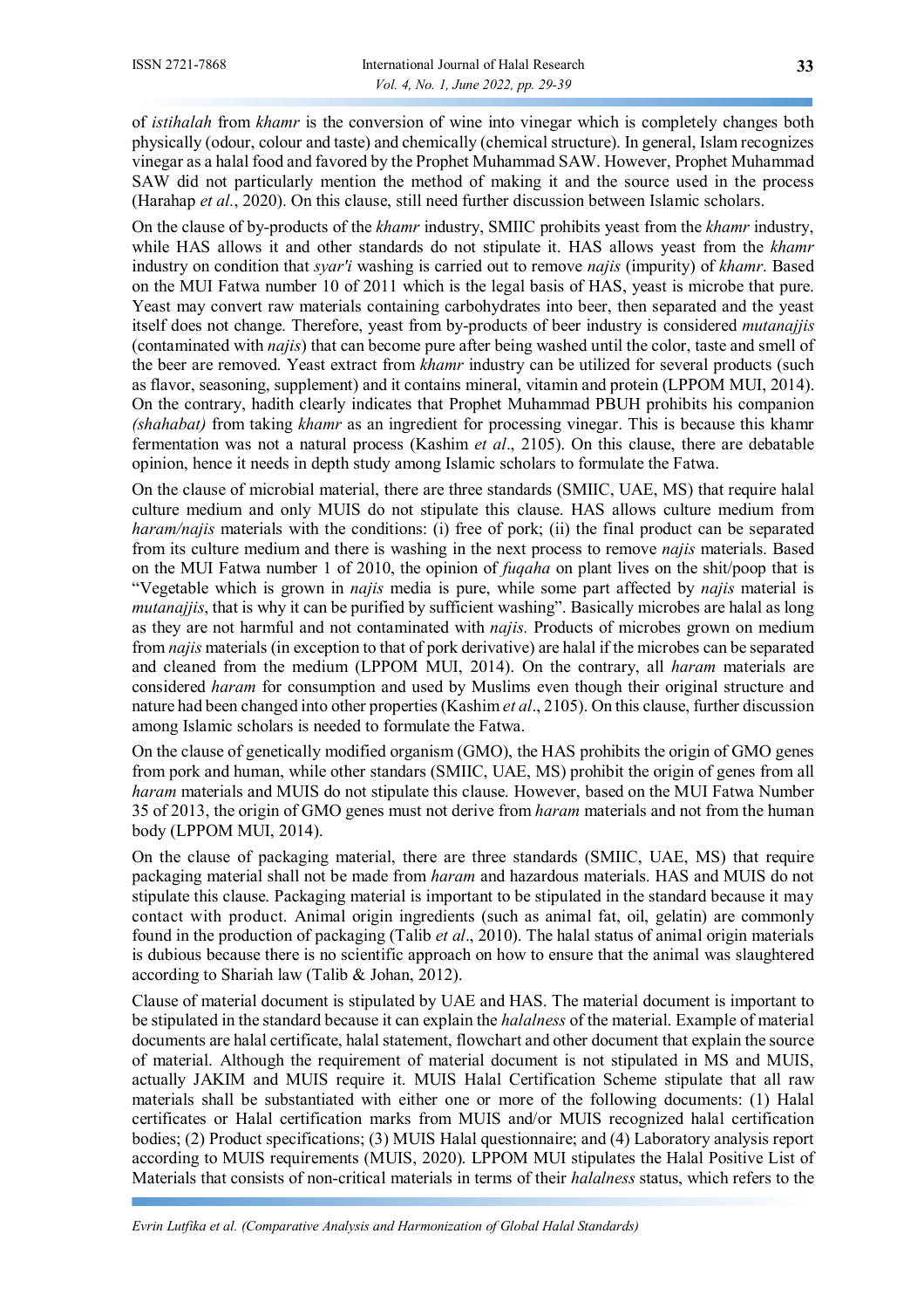of *istihalah* from *khamr* is the conversion of wine into vinegar which is completely changes both physically (odour, colour and taste) and chemically (chemical structure). In general, Islam recognizes vinegar as a halal food and favored by the Prophet Muhammad SAW. However, Prophet Muhammad SAW did not particularly mention the method of making it and the source used in the process (Harahap *et al.*, 2020). On this clause, still need further discussion between Islamic scholars.

On the clause of by-products of the *khamr* industry, SMIIC prohibits yeast from the *khamr* industry, while HAS allows it and other standards do not stipulate it. HAS allows yeast from the *khamr* industry on condition that *syar'i* washing is carried out to remove *najis* (impurity) of *khamr*. Based on the MUI Fatwa number 10 of 2011 which is the legal basis of HAS, yeast is microbe that pure. Yeast may convert raw materials containing carbohydrates into beer, then separated and the yeast itself does not change. Therefore, yeast from by-products of beer industry is considered *mutanajjis* (contaminated with *najis*) that can become pure after being washed until the color, taste and smell of the beer are removed. Yeast extract from *khamr* industry can be utilized for several products (such as flavor, seasoning, supplement) and it contains mineral, vitamin and protein (LPPOM MUI, 2014). On the contrary, hadith clearly indicates that Prophet Muhammad PBUH prohibits his companion *(shahabat)* from taking *khamr* as an ingredient for processing vinegar. This is because this khamr fermentation was not a natural process (Kashim *et al*., 2105). On this clause, there are debatable opinion, hence it needs in depth study among Islamic scholars to formulate the Fatwa.

On the clause of microbial material, there are three standards (SMIIC, UAE, MS) that require halal culture medium and only MUIS do not stipulate this clause. HAS allows culture medium from *haram/najis* materials with the conditions: (i) free of pork; (ii) the final product can be separated from its culture medium and there is washing in the next process to remove *najis* materials. Based on the MUI Fatwa number 1 of 2010, the opinion of *fuqaha* on plant lives on the shit/poop that is "Vegetable which is grown in *najis* media is pure, while some part affected by *najis* material is *mutanajjis*, that is why it can be purified by sufficient washing". Basically microbes are halal as long as they are not harmful and not contaminated with *najis.* Products of microbes grown on medium from *najis* materials (in exception to that of pork derivative) are halal if the microbes can be separated and cleaned from the medium (LPPOM MUI, 2014). On the contrary, all *haram* materials are considered *haram* for consumption and used by Muslims even though their original structure and nature had been changed into other properties (Kashim *et al*., 2105). On this clause, further discussion among Islamic scholars is needed to formulate the Fatwa.

On the clause of genetically modified organism (GMO), the HAS prohibits the origin of GMO genes from pork and human, while other standars (SMIIC, UAE, MS) prohibit the origin of genes from all *haram* materials and MUIS do not stipulate this clause. However, based on the MUI Fatwa Number 35 of 2013, the origin of GMO genes must not derive from *haram* materials and not from the human body (LPPOM MUI, 2014).

On the clause of packaging material, there are three standards (SMIIC, UAE, MS) that require packaging material shall not be made from *haram* and hazardous materials. HAS and MUIS do not stipulate this clause. Packaging material is important to be stipulated in the standard because it may contact with product. Animal origin ingredients (such as animal fat, oil, gelatin) are commonly found in the production of packaging (Talib *et al*., 2010). The halal status of animal origin materials is dubious because there is no scientific approach on how to ensure that the animal was slaughtered according to Shariah law (Talib & Johan, 2012).

Clause of material document is stipulated by UAE and HAS. The material document is important to be stipulated in the standard because it can explain the *halalness* of the material. Example of material documents are halal certificate, halal statement, flowchart and other document that explain the source of material. Although the requirement of material document is not stipulated in MS and MUIS, actually JAKIM and MUIS require it. MUIS Halal Certification Scheme stipulate that all raw materials shall be substantiated with either one or more of the following documents: (1) Halal certificates or Halal certification marks from MUIS and/or MUIS recognized halal certification bodies; (2) Product specifications; (3) MUIS Halal questionnaire; and (4) Laboratory analysis report according to MUIS requirements (MUIS, 2020). LPPOM MUI stipulates the Halal Positive List of Materials that consists of non-critical materials in terms of their *halalness* status, which refers to the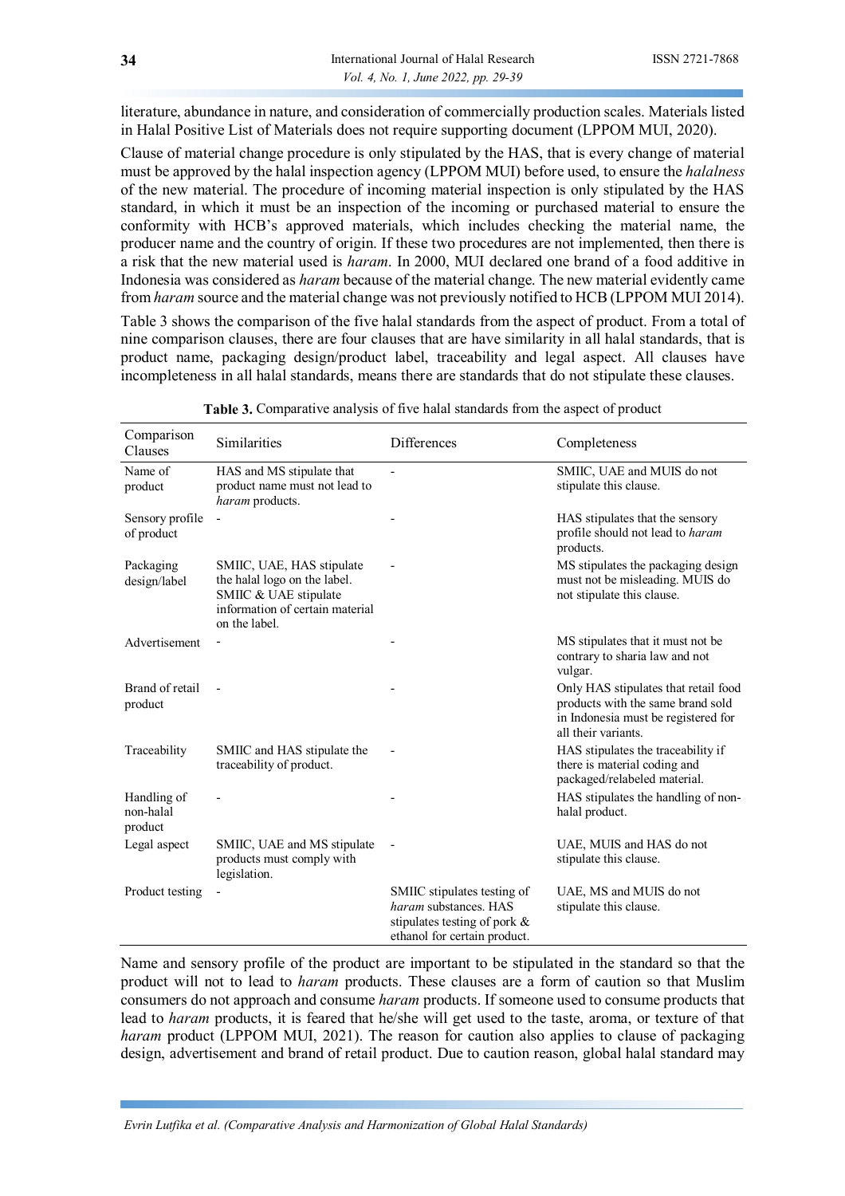literature, abundance in nature, and consideration of commercially production scales. Materials listed in Halal Positive List of Materials does not require supporting document (LPPOM MUI, 2020).

Clause of material change procedure is only stipulated by the HAS, that is every change of material must be approved by the halal inspection agency (LPPOM MUI) before used, to ensure the *halalness* of the new material. The procedure of incoming material inspection is only stipulated by the HAS standard, in which it must be an inspection of the incoming or purchased material to ensure the conformity with HCB's approved materials, which includes checking the material name, the producer name and the country of origin. If these two procedures are not implemented, then there is a risk that the new material used is *haram*. In 2000, MUI declared one brand of a food additive in Indonesia was considered as *haram* because of the material change. The new material evidently came from *haram* source and the material change was not previously notified to HCB (LPPOM MUI 2014).

Table 3 shows the comparison of the five halal standards from the aspect of product. From a total of nine comparison clauses, there are four clauses that are have similarity in all halal standards, that is product name, packaging design/product label, traceability and legal aspect. All clauses have incompleteness in all halal standards, means there are standards that do not stipulate these clauses.

**Table 3.** Comparative analysis of five halal standards from the aspect of product

| Comparison Clauses | Similarities | Differences | Completeness |
|---|---|---|---|
| Name of product | HAS and MS stipulate that product name must not lead to *haram* products. | - | SMIIC, UAE and MUIS do not stipulate this clause. |
| Sensory profile of product | - | - | HAS stipulates that the sensory profile should not lead to *haram* products. |
| Packaging design/label | SMIIC, UAE, HAS stipulate the halal logo on the label. SMIIC & UAE stipulate information of certain material on the label. | - | MS stipulates the packaging design must not be misleading. MUIS do not stipulate this clause. |
| Advertisement | - | - | MS stipulates that it must not be contrary to sharia law and not vulgar. |
| Brand of retail product | - | - | Only HAS stipulates that retail food products with the same brand sold in Indonesia must be registered for all their variants. |
| Traceability | SMIIC and HAS stipulate the traceability of product. | - | HAS stipulates the traceability if there is material coding and packaged/relabeled material. |
| Handling of non-halal product | - | - | HAS stipulates the handling of non-halal product. |
| Legal aspect | SMIIC, UAE and MS stipulate products must comply with legislation. | - | UAE, MUIS and HAS do not stipulate this clause. |
| Product testing | - | SMIIC stipulates testing of *haram* substances. HAS stipulates testing of pork & ethanol for certain product. | UAE, MS and MUIS do not stipulate this clause. |

Name and sensory profile of the product are important to be stipulated in the standard so that the product will not to lead to *haram* products. These clauses are a form of caution so that Muslim consumers do not approach and consume *haram* products. If someone used to consume products that lead to *haram* products, it is feared that he/she will get used to the taste, aroma, or texture of that *haram* product (LPPOM MUI, 2021). The reason for caution also applies to clause of packaging design, advertisement and brand of retail product. Due to caution reason, global halal standard may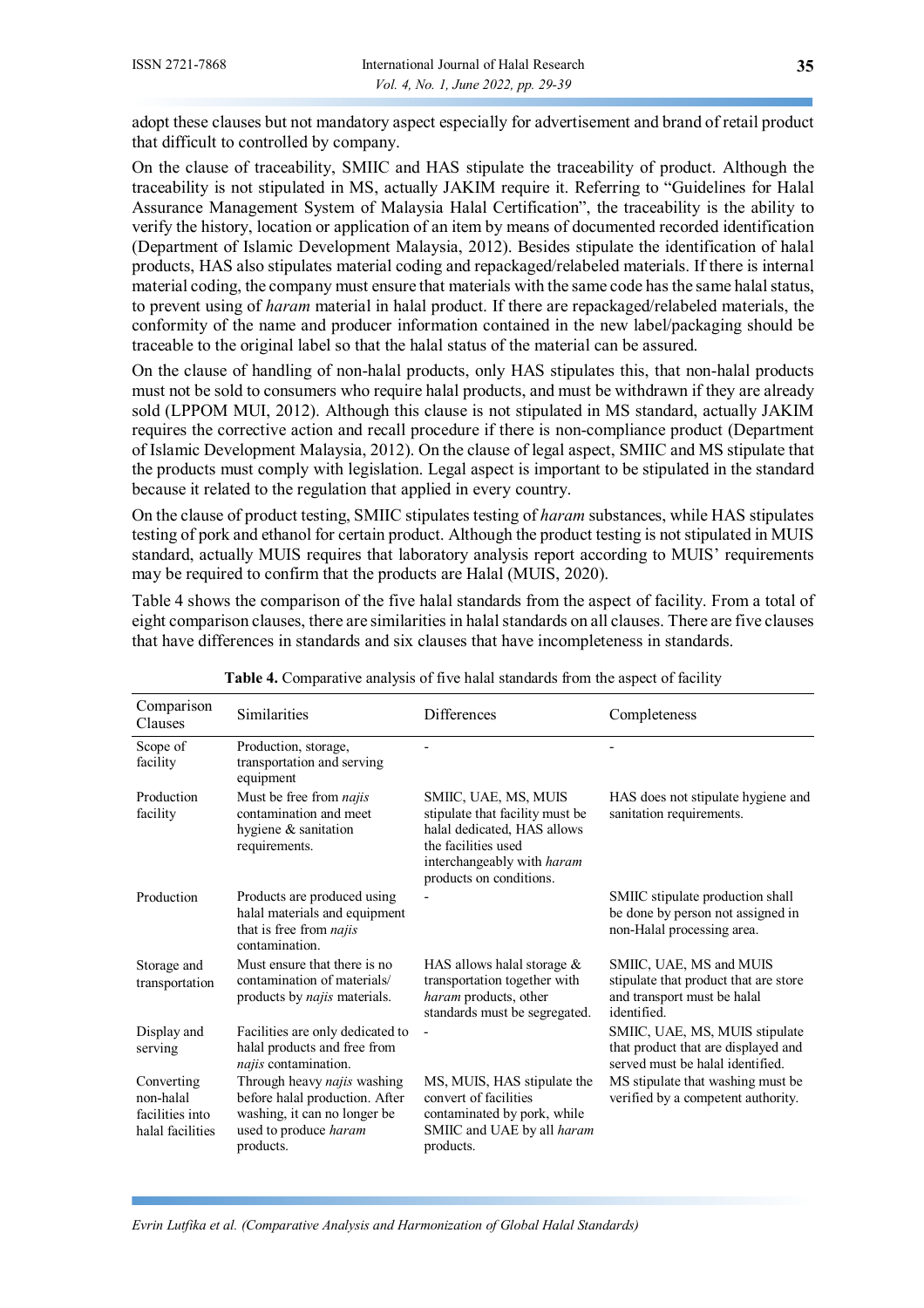adopt these clauses but not mandatory aspect especially for advertisement and brand of retail product that difficult to controlled by company.

On the clause of traceability, SMIIC and HAS stipulate the traceability of product. Although the traceability is not stipulated in MS, actually JAKIM require it. Referring to "Guidelines for Halal Assurance Management System of Malaysia Halal Certification", the traceability is the ability to verify the history, location or application of an item by means of documented recorded identification (Department of Islamic Development Malaysia, 2012). Besides stipulate the identification of halal products, HAS also stipulates material coding and repackaged/relabeled materials. If there is internal material coding, the company must ensure that materials with the same code has the same halal status, to prevent using of *haram* material in halal product. If there are repackaged/relabeled materials, the conformity of the name and producer information contained in the new label/packaging should be traceable to the original label so that the halal status of the material can be assured.

On the clause of handling of non-halal products, only HAS stipulates this, that non-halal products must not be sold to consumers who require halal products, and must be withdrawn if they are already sold (LPPOM MUI, 2012). Although this clause is not stipulated in MS standard, actually JAKIM requires the corrective action and recall procedure if there is non-compliance product (Department of Islamic Development Malaysia, 2012). On the clause of legal aspect, SMIIC and MS stipulate that the products must comply with legislation. Legal aspect is important to be stipulated in the standard because it related to the regulation that applied in every country.

On the clause of product testing, SMIIC stipulates testing of *haram* substances, while HAS stipulates testing of pork and ethanol for certain product. Although the product testing is not stipulated in MUIS standard, actually MUIS requires that laboratory analysis report according to MUIS' requirements may be required to confirm that the products are Halal (MUIS, 2020).

Table 4 shows the comparison of the five halal standards from the aspect of facility. From a total of eight comparison clauses, there are similarities in halal standards on all clauses. There are five clauses that have differences in standards and six clauses that have incompleteness in standards.

**Table 4.** Comparative analysis of five halal standards from the aspect of facility

| Comparison Clauses | Similarities | Differences | Completeness |
|---|---|---|---|
| Scope of facility | Production, storage, transportation and serving equipment | - | - |
| Production facility | Must be free from *najis* contamination and meet hygiene & sanitation requirements. | SMIIC, UAE, MS, MUIS stipulate that facility must be halal dedicated, HAS allows the facilities used interchangeably with *haram* products on conditions. | HAS does not stipulate hygiene and sanitation requirements. |
| Production | Products are produced using halal materials and equipment that is free from *najis* contamination. | - | SMIIC stipulate production shall be done by person not assigned in non-Halal processing area. |
| Storage and transportation | Must ensure that there is no contamination of materials/ products by *najis* materials. | HAS allows halal storage & transportation together with *haram* products, other standards must be segregated. | SMIIC, UAE, MS and MUIS stipulate that product that are store and transport must be halal identified. |
| Display and serving | Facilities are only dedicated to halal products and free from *najis* contamination. | - | SMIIC, UAE, MS, MUIS stipulate that product that are displayed and served must be halal identified. |
| Converting non-halal facilities into halal facilities | Through heavy *najis* washing before halal production. After washing, it can no longer be used to produce *haram* products. | MS, MUIS, HAS stipulate the convert of facilities contaminated by pork, while SMIIC and UAE by all *haram* products. | MS stipulate that washing must be verified by a competent authority. |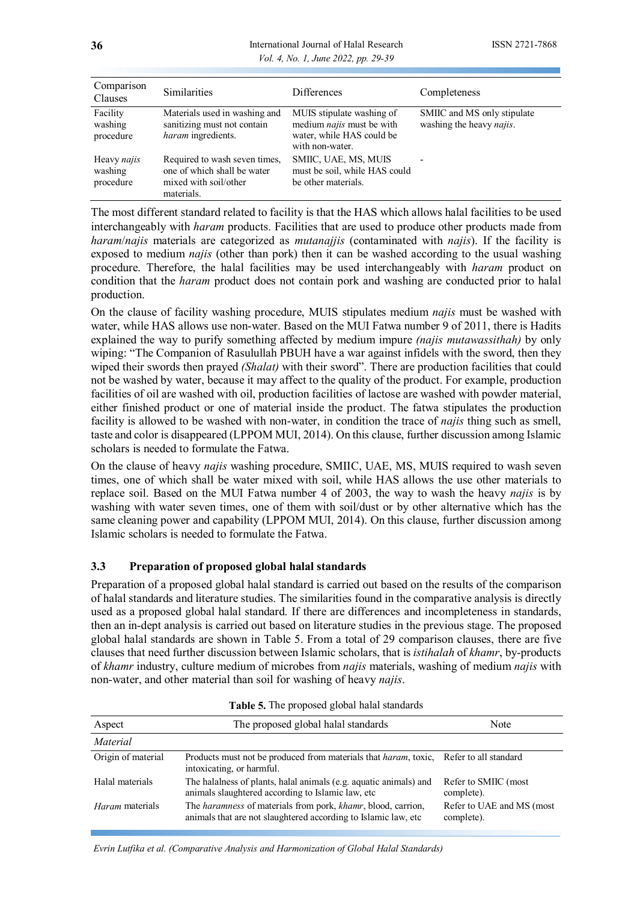| Comparison Clauses | Similarities | Differences | Completeness |
|---|---|---|---|
| Facility washing procedure | Materials used in washing and sanitizing must not contain *haram* ingredients. | MUIS stipulate washing of medium *najis* must be with water, while HAS could be with non-water. | SMIIC and MS only stipulate washing the heavy *najis*. |
| Heavy *najis* washing procedure | Required to wash seven times, one of which shall be water mixed with soil/other materials. | SMIIC, UAE, MS, MUIS must be soil, while HAS could be other materials. | - |

The most different standard related to facility is that the HAS which allows halal facilities to be used interchangeably with *haram* products. Facilities that are used to produce other products made from *haram*/*najis* materials are categorized as *mutanajjis* (contaminated with *najis*). If the facility is exposed to medium *najis* (other than pork) then it can be washed according to the usual washing procedure. Therefore, the halal facilities may be used interchangeably with *haram* product on condition that the *haram* product does not contain pork and washing are conducted prior to halal production.

On the clause of facility washing procedure, MUIS stipulates medium *najis* must be washed with water, while HAS allows use non-water. Based on the MUI Fatwa number 9 of 2011, there is Hadits explained the way to purify something affected by medium impure *(najis mutawassithah)* by only wiping: "The Companion of Rasulullah PBUH have a war against infidels with the sword, then they wiped their swords then prayed *(Shalat)* with their sword". There are production facilities that could not be washed by water, because it may affect to the quality of the product. For example, production facilities of oil are washed with oil, production facilities of lactose are washed with powder material, either finished product or one of material inside the product. The fatwa stipulates the production facility is allowed to be washed with non-water, in condition the trace of *najis* thing such as smell, taste and color is disappeared (LPPOM MUI, 2014). On this clause, further discussion among Islamic scholars is needed to formulate the Fatwa.

On the clause of heavy *najis* washing procedure, SMIIC, UAE, MS, MUIS required to wash seven times, one of which shall be water mixed with soil, while HAS allows the use other materials to replace soil. Based on the MUI Fatwa number 4 of 2003, the way to wash the heavy *najis* is by washing with water seven times, one of them with soil/dust or by other alternative which has the same cleaning power and capability (LPPOM MUI, 2014). On this clause, further discussion among Islamic scholars is needed to formulate the Fatwa.

### 3.3 Preparation of proposed global halal standards

Preparation of a proposed global halal standard is carried out based on the results of the comparison of halal standards and literature studies. The similarities found in the comparative analysis is directly used as a proposed global halal standard. If there are differences and incompleteness in standards, then an in-dept analysis is carried out based on literature studies in the previous stage. The proposed global halal standards are shown in Table 5. From a total of 29 comparison clauses, there are five clauses that need further discussion between Islamic scholars, that is *istihalah* of *khamr*, by-products of *khamr* industry, culture medium of microbes from *najis* materials, washing of medium *najis* with non-water, and other material than soil for washing of heavy *najis*.

**Table 5.** The proposed global halal standards

| Aspect | The proposed global halal standards | Note |
|---|---|---|
| *Material* | | |
| Origin of material | Products must not be produced from materials that *haram*, toxic, intoxicating, or harmful. | Refer to all standard |
| Halal materials | The halalness of plants, halal animals (e.g. aquatic animals) and animals slaughtered according to Islamic law, etc | Refer to SMIIC (most complete). |
| *Haram* materials | The *haramness* of materials from pork, *khamr*, blood, carrion, animals that are not slaughtered according to Islamic law, etc | Refer to UAE and MS (most complete). |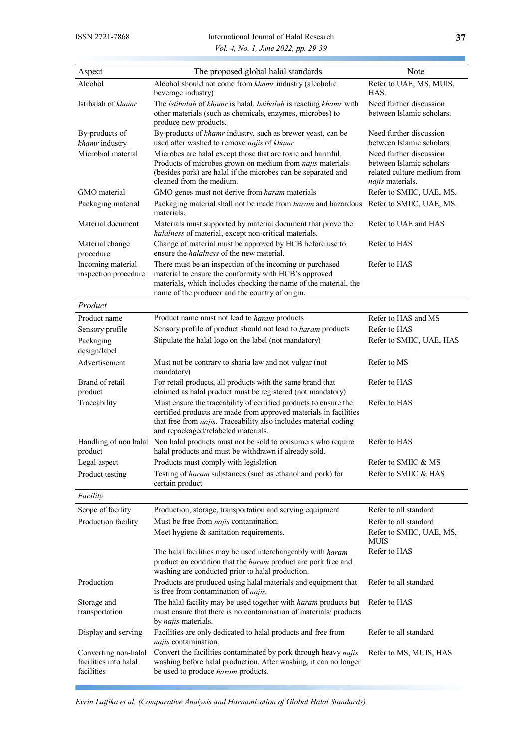| Aspect | The proposed global halal standards | Note |
|---|---|---|
| Alcohol | Alcohol should not come from *khamr* industry (alcoholic beverage industry) | Refer to UAE, MS, MUIS, HAS. |
| Istihalah of *khamr* | The *istihalah* of *khamr* is halal. *Istihalah* is reacting *khamr* with other materials (such as chemicals, enzymes, microbes) to produce new products. | Need further discussion between Islamic scholars. |
| By-products of *khamr* industry | By-products of *khamr* industry, such as brewer yeast, can be used after washed to remove *najis* of *khamr* | Need further discussion between Islamic scholars. |
| Microbial material | Microbes are halal except those that are toxic and harmful. Products of microbes grown on medium from *najis* materials (besides pork) are halal if the microbes can be separated and cleaned from the medium. | Need further discussion between Islamic scholars related culture medium from *najis* materials. |
| GMO material | GMO genes must not derive from *haram* materials | Refer to SMIIC, UAE, MS. |
| Packaging material | Packaging material shall not be made from *haram* and hazardous materials. | Refer to SMIIC, UAE, MS. |
| Material document | Materials must supported by material document that prove the *halalness* of material, except non-critical materials. | Refer to UAE and HAS |
| Material change procedure | Change of material must be approved by HCB before use to ensure the *halalness* of the new material. | Refer to HAS |
| Incoming material inspection procedure | There must be an inspection of the incoming or purchased material to ensure the conformity with HCB's approved materials, which includes checking the name of the material, the name of the producer and the country of origin. | Refer to HAS |
| *Product* | | |
| Product name | Product name must not lead to *haram* products | Refer to HAS and MS |
| Sensory profile | Sensory profile of product should not lead to *haram* products | Refer to HAS |
| Packaging design/label | Stipulate the halal logo on the label (not mandatory) | Refer to SMIIC, UAE, HAS |
| Advertisement | Must not be contrary to sharia law and not vulgar (not mandatory) | Refer to MS |
| Brand of retail product | For retail products, all products with the same brand that claimed as halal product must be registered (not mandatory) | Refer to HAS |
| Traceability | Must ensure the traceability of certified products to ensure the certified products are made from approved materials in facilities that free from *najis*. Traceability also includes material coding and repackaged/relabeled materials. | Refer to HAS |
| Handling of non halal product | Non halal products must not be sold to consumers who require halal products and must be withdrawn if already sold. | Refer to HAS |
| Legal aspect | Products must comply with legislation | Refer to SMIIC & MS |
| Product testing | Testing of *haram* substances (such as ethanol and pork) for certain product | Refer to SMIIC & HAS |
| *Facility* | | |
| Scope of facility | Production, storage, transportation and serving equipment | Refer to all standard |
| Production facility | Must be free from *najis* contamination. | Refer to all standard |
| | Meet hygiene & sanitation requirements. | Refer to SMIIC, UAE, MS, MUIS |
| | The halal facilities may be used interchangeably with *haram* product on condition that the *haram* product are pork free and washing are conducted prior to halal production. | Refer to HAS |
| Production | Products are produced using halal materials and equipment that is free from contamination of *najis*. | Refer to all standard |
| Storage and transportation | The halal facility may be used together with *haram* products but must ensure that there is no contamination of materials/ products by *najis* materials. | Refer to HAS |
| Display and serving | Facilities are only dedicated to halal products and free from *najis* contamination. | Refer to all standard |
| Converting non-halal facilities into halal facilities | Convert the facilities contaminated by pork through heavy *najis* washing before halal production. After washing, it can no longer be used to produce *haram* products. | Refer to MS, MUIS, HAS |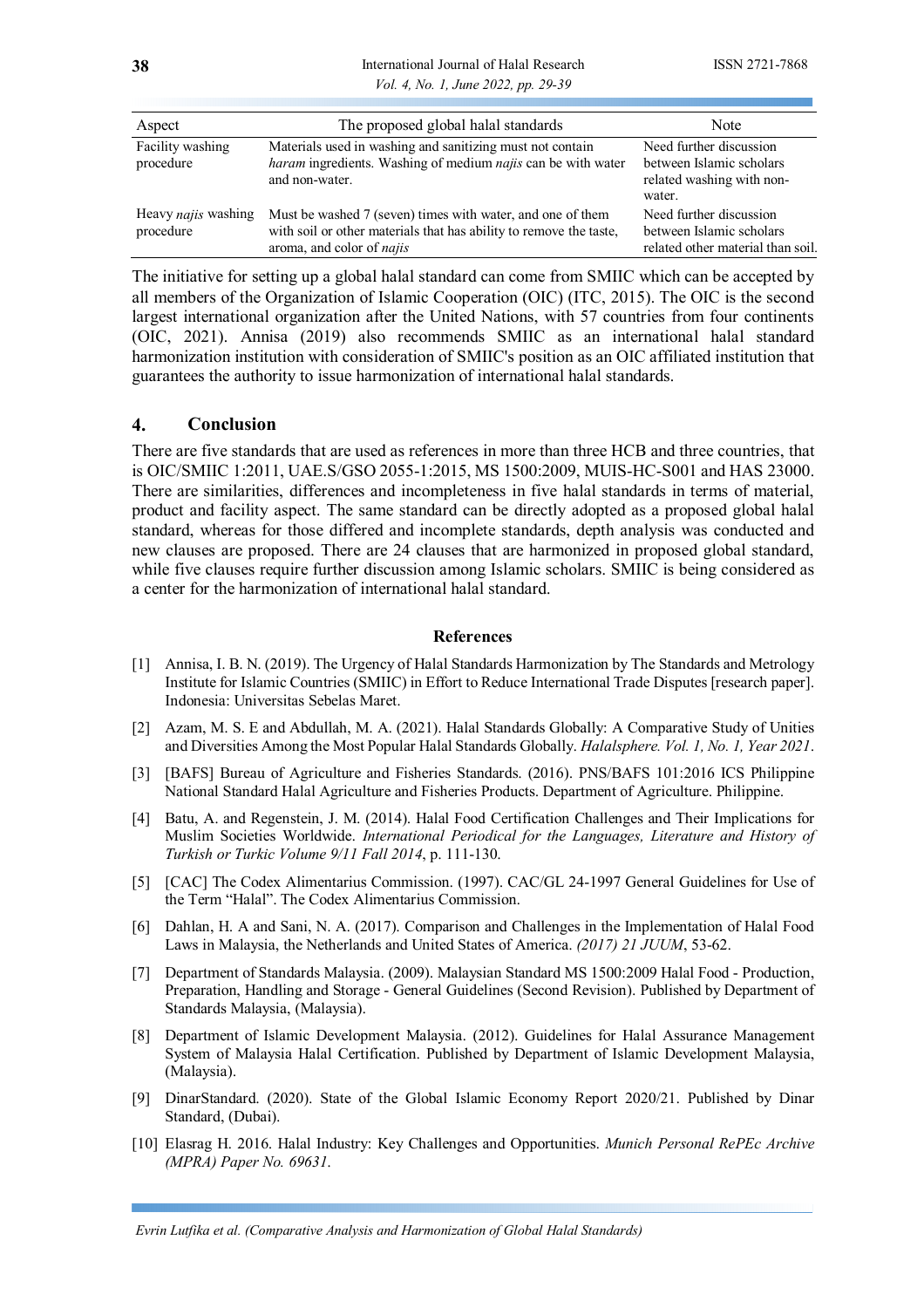| Aspect | The proposed global halal standards | Note |
| --- | --- | --- |
| Facility washing procedure | Materials used in washing and sanitizing must not contain *haram* ingredients. Washing of medium *najis* can be with water and non-water. | Need further discussion between Islamic scholars related washing with non-water. |
| Heavy *najis* washing procedure | Must be washed 7 (seven) times with water, and one of them with soil or other materials that has ability to remove the taste, aroma, and color of *najis* | Need further discussion between Islamic scholars related other material than soil. |

The initiative for setting up a global halal standard can come from SMIIC which can be accepted by all members of the Organization of Islamic Cooperation (OIC) (ITC, 2015). The OIC is the second largest international organization after the United Nations, with 57 countries from four continents (OIC, 2021). Annisa (2019) also recommends SMIIC as an international halal standard harmonization institution with consideration of SMIIC's position as an OIC affiliated institution that guarantees the authority to issue harmonization of international halal standards.

## 4. Conclusion

There are five standards that are used as references in more than three HCB and three countries, that is OIC/SMIIC 1:2011, UAE.S/GSO 2055-1:2015, MS 1500:2009, MUIS-HC-S001 and HAS 23000. There are similarities, differences and incompleteness in five halal standards in terms of material, product and facility aspect. The same standard can be directly adopted as a proposed global halal standard, whereas for those differed and incomplete standards, depth analysis was conducted and new clauses are proposed. There are 24 clauses that are harmonized in proposed global standard, while five clauses require further discussion among Islamic scholars. SMIIC is being considered as a center for the harmonization of international halal standard.

## References

[1] Annisa, I. B. N. (2019). The Urgency of Halal Standards Harmonization by The Standards and Metrology Institute for Islamic Countries (SMIIC) in Effort to Reduce International Trade Disputes [research paper]. Indonesia: Universitas Sebelas Maret.

[2] Azam, M. S. E and Abdullah, M. A. (2021). Halal Standards Globally: A Comparative Study of Unities and Diversities Among the Most Popular Halal Standards Globally. *Halalsphere. Vol. 1, No. 1, Year 2021*.

[3] [BAFS] Bureau of Agriculture and Fisheries Standards. (2016). PNS/BAFS 101:2016 ICS Philippine National Standard Halal Agriculture and Fisheries Products. Department of Agriculture. Philippine.

[4] Batu, A. and Regenstein, J. M. (2014). Halal Food Certification Challenges and Their Implications for Muslim Societies Worldwide. *International Periodical for the Languages, Literature and History of Turkish or Turkic Volume 9/11 Fall 2014*, p. 111-130.

[5] [CAC] The Codex Alimentarius Commission. (1997). CAC/GL 24-1997 General Guidelines for Use of the Term "Halal". The Codex Alimentarius Commission.

[6] Dahlan, H. A and Sani, N. A. (2017). Comparison and Challenges in the Implementation of Halal Food Laws in Malaysia, the Netherlands and United States of America. *(2017) 21 JUUM*, 53-62.

[7] Department of Standards Malaysia. (2009). Malaysian Standard MS 1500:2009 Halal Food - Production, Preparation, Handling and Storage - General Guidelines (Second Revision). Published by Department of Standards Malaysia, (Malaysia).

[8] Department of Islamic Development Malaysia. (2012). Guidelines for Halal Assurance Management System of Malaysia Halal Certification. Published by Department of Islamic Development Malaysia, (Malaysia).

[9] DinarStandard. (2020). State of the Global Islamic Economy Report 2020/21. Published by Dinar Standard, (Dubai).

[10] Elasrag H. 2016. Halal Industry: Key Challenges and Opportunities. *Munich Personal RePEc Archive (MPRA) Paper No. 69631*.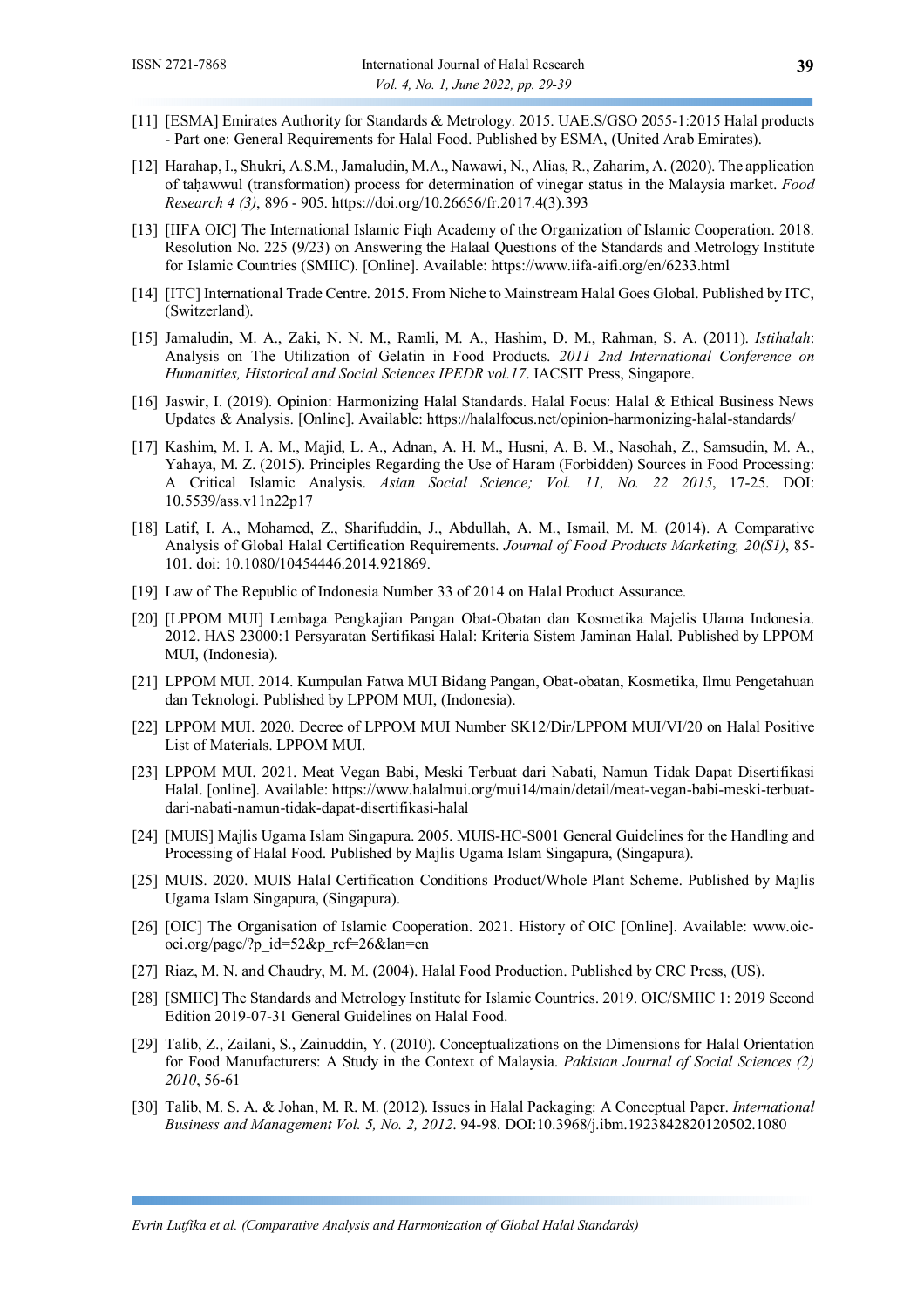[11] [ESMA] Emirates Authority for Standards & Metrology. 2015. UAE.S/GSO 2055-1:2015 Halal products - Part one: General Requirements for Halal Food. Published by ESMA, (United Arab Emirates).

[12] Harahap, I., Shukri, A.S.M., Jamaludin, M.A., Nawawi, N., Alias, R., Zaharim, A. (2020). The application of taḥawwul (transformation) process for determination of vinegar status in the Malaysia market. *Food Research 4 (3)*, 896 - 905. https://doi.org/10.26656/fr.2017.4(3).393

[13] [IIFA OIC] The International Islamic Fiqh Academy of the Organization of Islamic Cooperation. 2018. Resolution No. 225 (9/23) on Answering the Halaal Questions of the Standards and Metrology Institute for Islamic Countries (SMIIC). [Online]. Available: https://www.iifa-aifi.org/en/6233.html

[14] [ITC] International Trade Centre. 2015. From Niche to Mainstream Halal Goes Global. Published by ITC, (Switzerland).

[15] Jamaludin, M. A., Zaki, N. N. M., Ramli, M. A., Hashim, D. M., Rahman, S. A. (2011). *Istihalah*: Analysis on The Utilization of Gelatin in Food Products. *2011 2nd International Conference on Humanities, Historical and Social Sciences IPEDR vol.17*. IACSIT Press, Singapore.

[16] Jaswir, I. (2019). Opinion: Harmonizing Halal Standards. Halal Focus: Halal & Ethical Business News Updates & Analysis. [Online]. Available: https://halalfocus.net/opinion-harmonizing-halal-standards/

[17] Kashim, M. I. A. M., Majid, L. A., Adnan, A. H. M., Husni, A. B. M., Nasohah, Z., Samsudin, M. A., Yahaya, M. Z. (2015). Principles Regarding the Use of Haram (Forbidden) Sources in Food Processing: A Critical Islamic Analysis. *Asian Social Science; Vol. 11, No. 22 2015*, 17-25. DOI: 10.5539/ass.v11n22p17

[18] Latif, I. A., Mohamed, Z., Sharifuddin, J., Abdullah, A. M., Ismail, M. M. (2014). A Comparative Analysis of Global Halal Certification Requirements. *Journal of Food Products Marketing, 20(S1)*, 85-101. doi: 10.1080/10454446.2014.921869.

[19] Law of The Republic of Indonesia Number 33 of 2014 on Halal Product Assurance.

[20] [LPPOM MUI] Lembaga Pengkajian Pangan Obat-Obatan dan Kosmetika Majelis Ulama Indonesia. 2012. HAS 23000:1 Persyaratan Sertifikasi Halal: Kriteria Sistem Jaminan Halal. Published by LPPOM MUI, (Indonesia).

[21] LPPOM MUI. 2014. Kumpulan Fatwa MUI Bidang Pangan, Obat-obatan, Kosmetika, Ilmu Pengetahuan dan Teknologi. Published by LPPOM MUI, (Indonesia).

[22] LPPOM MUI. 2020. Decree of LPPOM MUI Number SK12/Dir/LPPOM MUI/VI/20 on Halal Positive List of Materials. LPPOM MUI.

[23] LPPOM MUI. 2021. Meat Vegan Babi, Meski Terbuat dari Nabati, Namun Tidak Dapat Disertifikasi Halal. [online]. Available: https://www.halalmui.org/mui14/main/detail/meat-vegan-babi-meski-terbuat-dari-nabati-namun-tidak-dapat-disertifikasi-halal

[24] [MUIS] Majlis Ugama Islam Singapura. 2005. MUIS-HC-S001 General Guidelines for the Handling and Processing of Halal Food. Published by Majlis Ugama Islam Singapura, (Singapura).

[25] MUIS. 2020. MUIS Halal Certification Conditions Product/Whole Plant Scheme. Published by Majlis Ugama Islam Singapura, (Singapura).

[26] [OIC] The Organisation of Islamic Cooperation. 2021. History of OIC [Online]. Available: www.oic-oci.org/page/?p_id=52&p_ref=26&lan=en

[27] Riaz, M. N. and Chaudry, M. M. (2004). Halal Food Production. Published by CRC Press, (US).

[28] [SMIIC] The Standards and Metrology Institute for Islamic Countries. 2019. OIC/SMIIC 1: 2019 Second Edition 2019-07-31 General Guidelines on Halal Food.

[29] Talib, Z., Zailani, S., Zainuddin, Y. (2010). Conceptualizations on the Dimensions for Halal Orientation for Food Manufacturers: A Study in the Context of Malaysia. *Pakistan Journal of Social Sciences (2) 2010*, 56-61

[30] Talib, M. S. A. & Johan, M. R. M. (2012). Issues in Halal Packaging: A Conceptual Paper. *International Business and Management Vol. 5, No. 2, 2012*. 94-98. DOI:10.3968/j.ibm.1923842820120502.1080